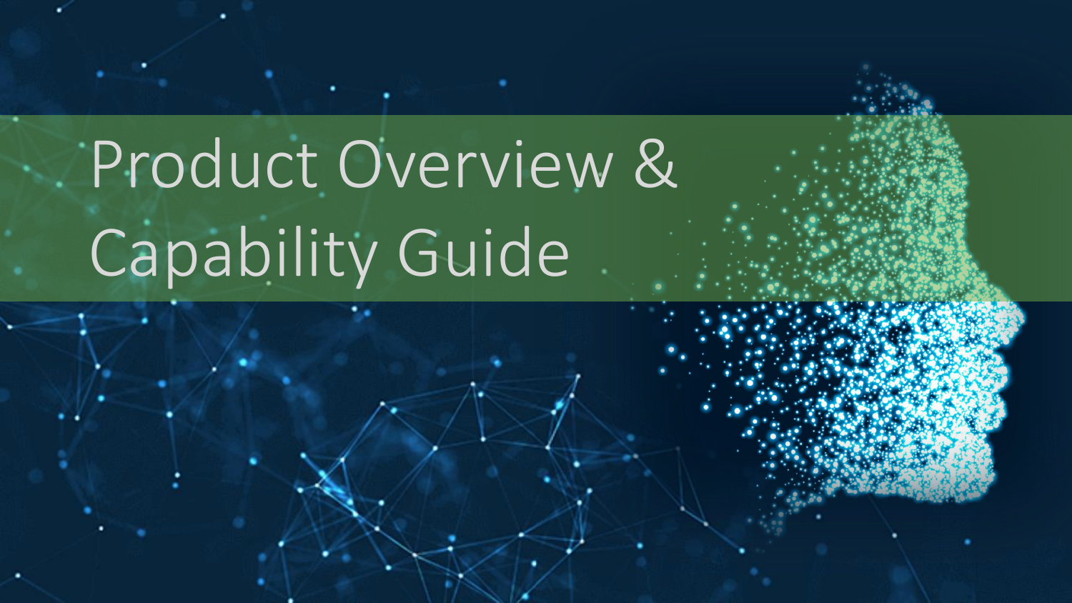# Product Overview & Capability Guide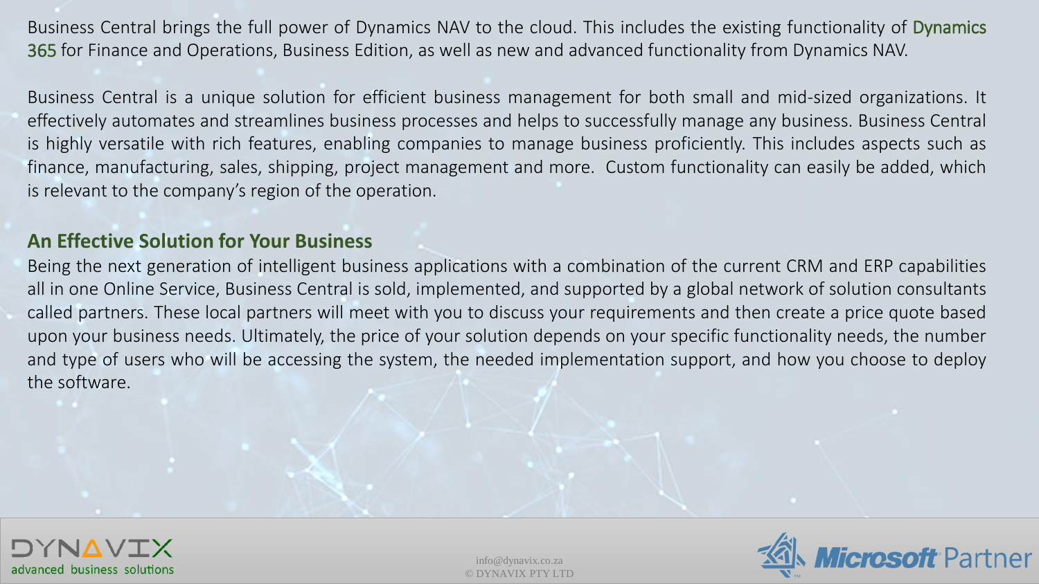Business Central brings the full power of Dynamics NAV to the cloud. This includes the existing functionality of Dynamics 365 for Finance and Operations, Business Edition, as well as new and advanced functionality from Dynamics NAV.

Business Central is a unique solution for efficient business management for both small and mid-sized organizations. It effectively automates and streamlines business processes and helps to successfully manage any business. Business Central is highly versatile with rich features, enabling companies to manage business proficiently. This includes aspects such as finance, manufacturing, sales, shipping, project management and more. Custom functionality can easily be added, which is relevant to the company's region of the operation.

## An Effective Solution for Your Business

Being the next generation of intelligent business applications with a combination of the current CRM and ERP capabilities all in one Online Service, Business Central is sold, implemented, and supported by a global network of solution consultants called partners. These local partners will meet with you to discuss your requirements and then create a price quote based upon your business needs. Ultimately, the price of your solution depends on your specific functionality needs, the number and type of users who will be accessing the system, the needed implementation support, and how you choose to deploy the software.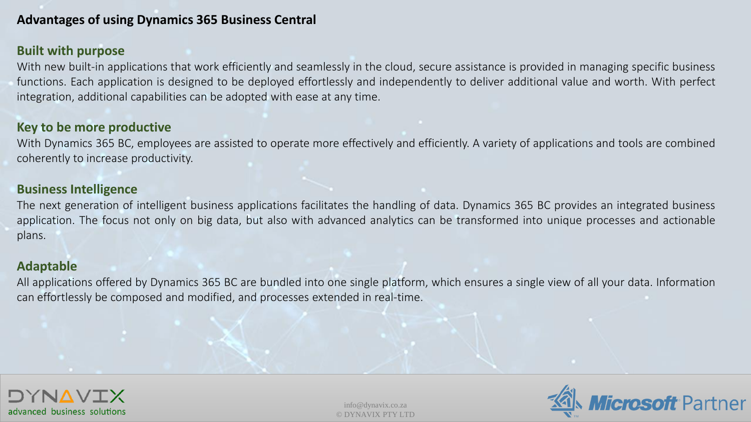# Advantages of using Dynamics 365 Business Central

## Built with purpose

With new built-in applications that work efficiently and seamlessly in the cloud, secure assistance is provided in managing specific business functions. Each application is designed to be deployed effortlessly and independently to deliver additional value and worth. With perfect integration, additional capabilities can be adopted with ease at any time.

## Key to be more productive

With Dynamics 365 BC, employees are assisted to operate more effectively and efficiently. A variety of applications and tools are combined coherently to increase productivity.

## Business Intelligence

The next generation of intelligent business applications facilitates the handling of data. Dynamics 365 BC provides an integrated business application. The focus not only on big data, but also with advanced analytics can be transformed into unique processes and actionable plans.

## Adaptable

All applications offered by Dynamics 365 BC are bundled into one single platform, which ensures a single view of all your data. Information can effortlessly be composed and modified, and processes extended in real-time.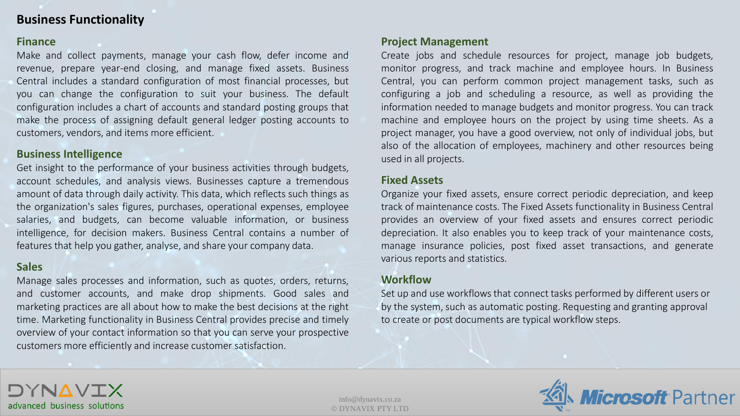# Business Functionality

## Finance

Make and collect payments, manage your cash flow, defer income and revenue, prepare year-end closing, and manage fixed assets. Business Central includes a standard configuration of most financial processes, but you can change the configuration to suit your business. The default configuration includes a chart of accounts and standard posting groups that make the process of assigning default general ledger posting accounts to customers, vendors, and items more efficient.

## Business Intelligence

Get insight to the performance of your business activities through budgets, account schedules, and analysis views. Businesses capture a tremendous amount of data through daily activity. This data, which reflects such things as the organization's sales figures, purchases, operational expenses, employee salaries, and budgets, can become valuable information, or business intelligence, for decision makers. Business Central contains a number of features that help you gather, analyse, and share your company data.

## Sales

Manage sales processes and information, such as quotes, orders, returns, and customer accounts, and make drop shipments. Good sales and marketing practices are all about how to make the best decisions at the right time. Marketing functionality in Business Central provides precise and timely overview of your contact information so that you can serve your prospective customers more efficiently and increase customer satisfaction.

## Project Management

Create jobs and schedule resources for project, manage job budgets, monitor progress, and track machine and employee hours. In Business Central, you can perform common project management tasks, such as configuring a job and scheduling a resource, as well as providing the information needed to manage budgets and monitor progress. You can track machine and employee hours on the project by using time sheets. As a project manager, you have a good overview, not only of individual jobs, but also of the allocation of employees, machinery and other resources being used in all projects.

## Fixed Assets

Organize your fixed assets, ensure correct periodic depreciation, and keep track of maintenance costs. The Fixed Assets functionality in Business Central provides an overview of your fixed assets and ensures correct periodic depreciation. It also enables you to keep track of your maintenance costs, manage insurance policies, post fixed asset transactions, and generate various reports and statistics.

## Workflow

Set up and use workflows that connect tasks performed by different users or by the system, such as automatic posting. Requesting and granting approval to create or post documents are typical workflow steps.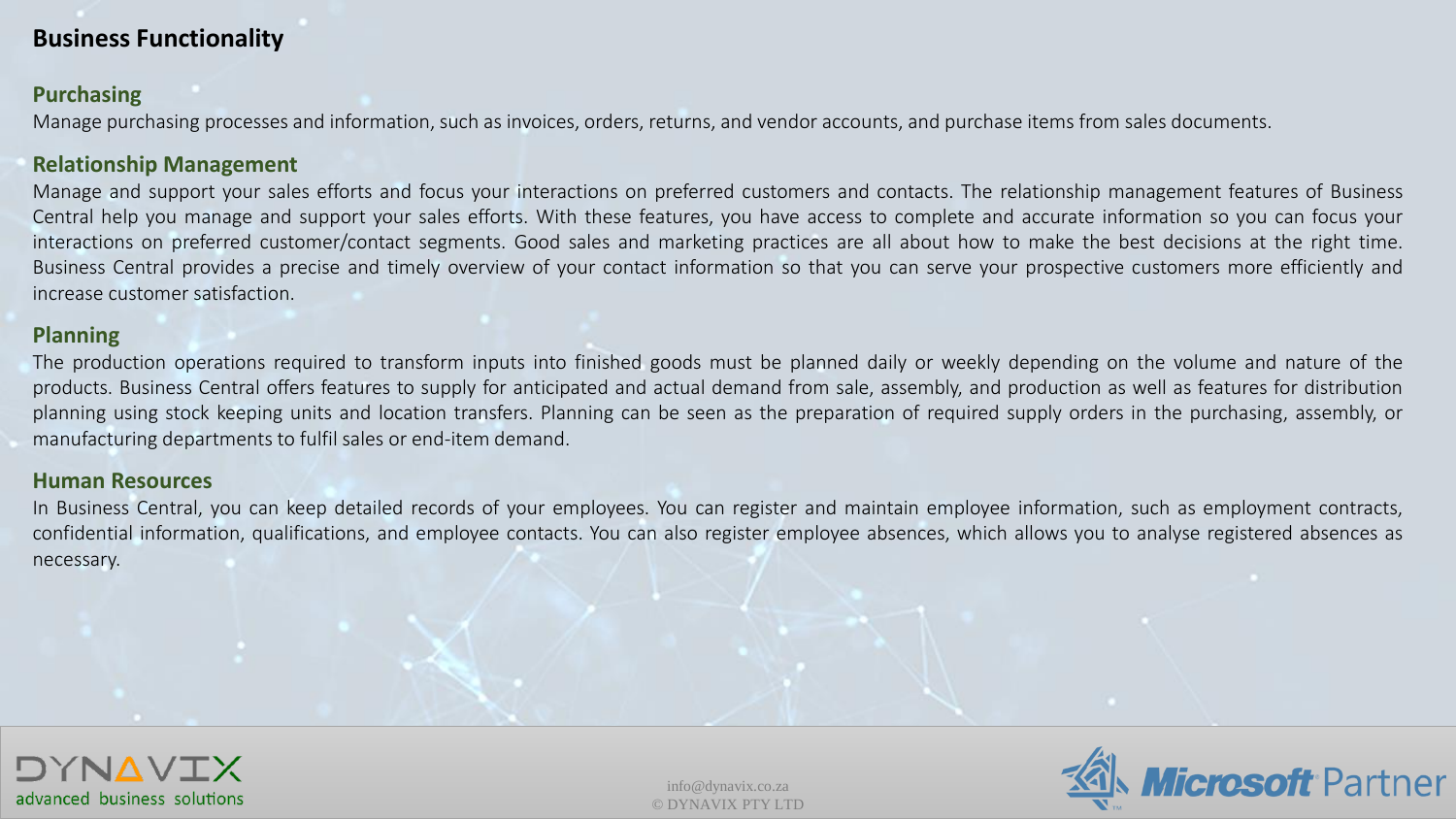## Business Functionality

### Purchasing

Manage purchasing processes and information, such as invoices, orders, returns, and vendor accounts, and purchase items from sales documents.

### Relationship Management

Manage and support your sales efforts and focus your interactions on preferred customers and contacts. The relationship management features of Business Central help you manage and support your sales efforts. With these features, you have access to complete and accurate information so you can focus your interactions on preferred customer/contact segments. Good sales and marketing practices are all about how to make the best decisions at the right time. Business Central provides a precise and timely overview of your contact information so that you can serve your prospective customers more efficiently and increase customer satisfaction.

### Planning

The production operations required to transform inputs into finished goods must be planned daily or weekly depending on the volume and nature of the products. Business Central offers features to supply for anticipated and actual demand from sale, assembly, and production as well as features for distribution planning using stock keeping units and location transfers. Planning can be seen as the preparation of required supply orders in the purchasing, assembly, or manufacturing departments to fulfil sales or end-item demand.

### Human Resources

In Business Central, you can keep detailed records of your employees. You can register and maintain employee information, such as employment contracts, confidential information, qualifications, and employee contacts. You can also register employee absences, which allows you to analyse registered absences as necessary.

DYNAVIX advanced business solutions

info@dynavix.co.za
© DYNAVIX PTY LTD

Microsoft Partner